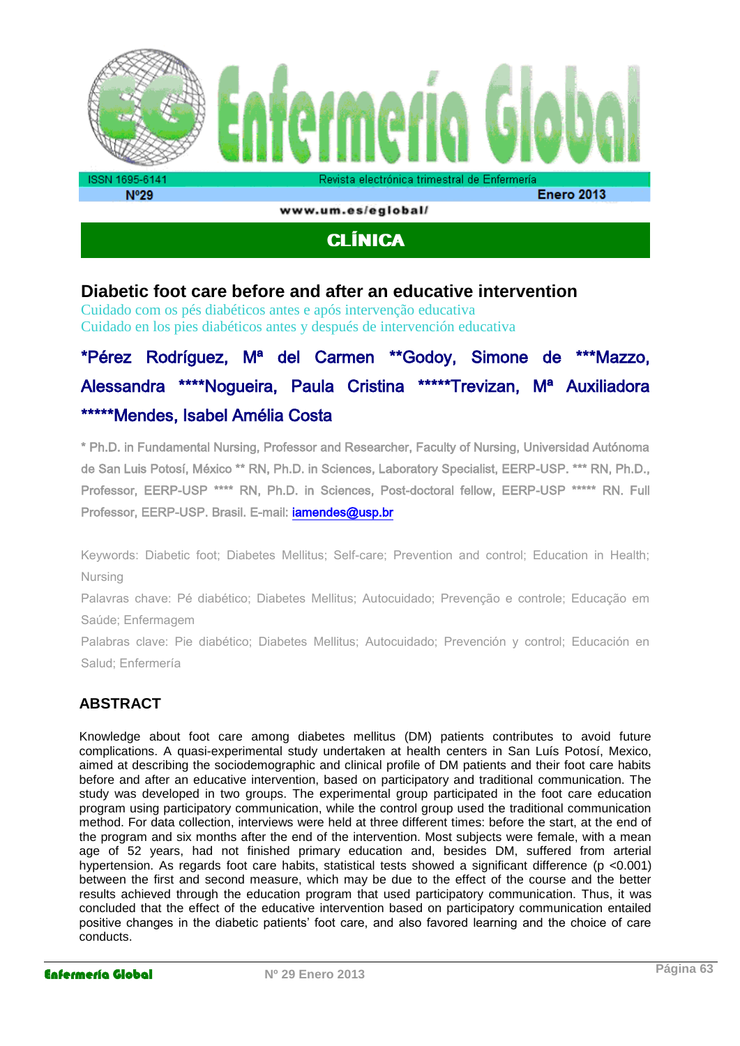## CLÍNICA

# Diabetic foot care before and after an educative intervention

Cuidado com os pés diabéticos antes e após intervenção educativa

Cuidado en los pies diabéticos antes y después de intervención educativa

**\*Pérez Rodríguez, Mª del Carmen \*\*Godoy, Simone de \*\*\*Mazzo, Alessandra \*\*\*\*Nogueira, Paula Cristina \*\*\*\*\*Trevizan, Mª Auxiliadora \*\*\*\*\*Mendes, Isabel Amélia Costa**

\* Ph.D. in Fundamental Nursing, Professor and Researcher, Faculty of Nursing, Universidad Autónoma de San Luis Potosí, México \*\* RN, Ph.D. in Sciences, Laboratory Specialist, EERP-USP. \*\*\* RN, Ph.D., Professor, EERP-USP \*\*\*\* RN, Ph.D. in Sciences, Post-doctoral fellow, EERP-USP \*\*\*\*\* RN. Full Professor, EERP-USP. Brasil. E-mail: iamendes@usp.br

Keywords: Diabetic foot; Diabetes Mellitus; Self-care; Prevention and control; Education in Health; Nursing

Palavras chave: Pé diabético; Diabetes Mellitus; Autocuidado; Prevenção e controle; Educação em Saúde; Enfermagem

Palabras clave: Pie diabético; Diabetes Mellitus; Autocuidado; Prevención y control; Educación en Salud; Enfermería

## ABSTRACT

Knowledge about foot care among diabetes mellitus (DM) patients contributes to avoid future complications. A quasi-experimental study undertaken at health centers in San Luís Potosí, Mexico, aimed at describing the sociodemographic and clinical profile of DM patients and their foot care habits before and after an educative intervention, based on participatory and traditional communication. The study was developed in two groups. The experimental group participated in the foot care education program using participatory communication, while the control group used the traditional communication method. For data collection, interviews were held at three different times: before the start, at the end of the program and six months after the end of the intervention. Most subjects were female, with a mean age of 52 years, had not finished primary education and, besides DM, suffered from arterial hypertension. As regards foot care habits, statistical tests showed a significant difference ($p < 0.001$) between the first and second measure, which may be due to the effect of the course and the better results achieved through the education program that used participatory communication. Thus, it was concluded that the effect of the educative intervention based on participatory communication entailed positive changes in the diabetic patients' foot care, and also favored learning and the choice of care conducts.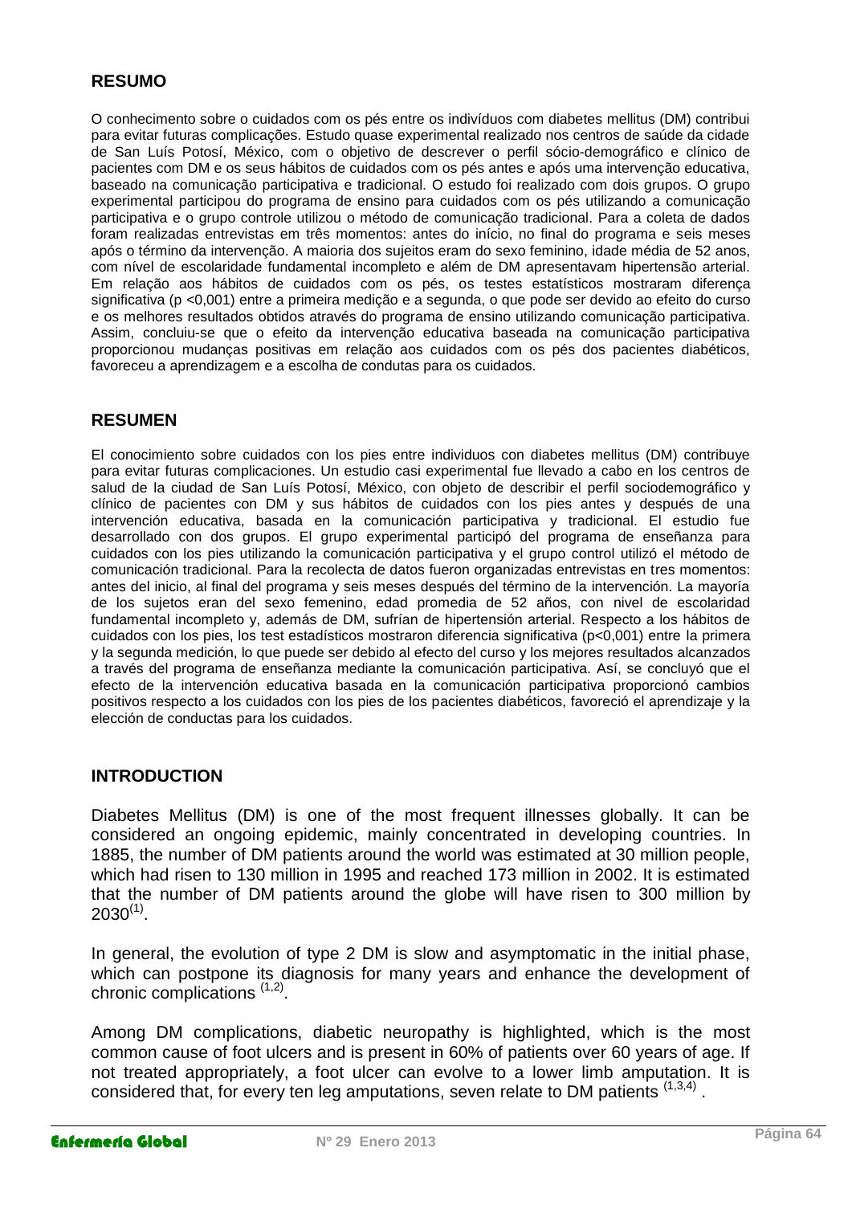## RESUMO

O conhecimento sobre o cuidados com os pés entre os indivíduos com diabetes mellitus (DM) contribui para evitar futuras complicações. Estudo quase experimental realizado nos centros de saúde da cidade de San Luís Potosí, México, com o objetivo de descrever o perfil sócio-demográfico e clínico de pacientes com DM e os seus hábitos de cuidados com os pés antes e após uma intervenção educativa, baseado na comunicação participativa e tradicional. O estudo foi realizado com dois grupos. O grupo experimental participou do programa de ensino para cuidados com os pés utilizando a comunicação participativa e o grupo controle utilizou o método de comunicação tradicional. Para a coleta de dados foram realizadas entrevistas em três momentos: antes do início, no final do programa e seis meses após o término da intervenção. A maioria dos sujeitos eram do sexo feminino, idade média de 52 anos, com nível de escolaridade fundamental incompleto e além de DM apresentavam hipertensão arterial. Em relação aos hábitos de cuidados com os pés, os testes estatísticos mostraram diferença significativa (p <0,001) entre a primeira medição e a segunda, o que pode ser devido ao efeito do curso e os melhores resultados obtidos através do programa de ensino utilizando comunicação participativa. Assim, concluiu-se que o efeito da intervenção educativa baseada na comunicação participativa proporcionou mudanças positivas em relação aos cuidados com os pés dos pacientes diabéticos, favoreceu a aprendizagem e a escolha de condutas para os cuidados.

## RESUMEN

El conocimiento sobre cuidados con los pies entre individuos con diabetes mellitus (DM) contribuye para evitar futuras complicaciones. Un estudio casi experimental fue llevado a cabo en los centros de salud de la ciudad de San Luís Potosí, México, con objeto de describir el perfil sociodemográfico y clínico de pacientes con DM y sus hábitos de cuidados con los pies antes y después de una intervención educativa, basada en la comunicación participativa y tradicional. El estudio fue desarrollado con dos grupos. El grupo experimental participó del programa de enseñanza para cuidados con los pies utilizando la comunicación participativa y el grupo control utilizó el método de comunicación tradicional. Para la recolecta de datos fueron organizadas entrevistas en tres momentos: antes del inicio, al final del programa y seis meses después del término de la intervención. La mayoría de los sujetos eran del sexo femenino, edad promedia de 52 años, con nivel de escolaridad fundamental incompleto y, además de DM, sufrían de hipertensión arterial. Respecto a los hábitos de cuidados con los pies, los test estadísticos mostraron diferencia significativa (p<0,001) entre la primera y la segunda medición, lo que puede ser debido al efecto del curso y los mejores resultados alcanzados a través del programa de enseñanza mediante la comunicación participativa. Así, se concluyó que el efecto de la intervención educativa basada en la comunicación participativa proporcionó cambios positivos respecto a los cuidados con los pies de los pacientes diabéticos, favoreció el aprendizaje y la elección de conductas para los cuidados.

## INTRODUCTION

Diabetes Mellitus (DM) is one of the most frequent illnesses globally. It can be considered an ongoing epidemic, mainly concentrated in developing countries. In 1885, the number of DM patients around the world was estimated at 30 million people, which had risen to 130 million in 1995 and reached 173 million in 2002. It is estimated that the number of DM patients around the globe will have risen to 300 million by 2030[1].

In general, the evolution of type 2 DM is slow and asymptomatic in the initial phase, which can postpone its diagnosis for many years and enhance the development of chronic complications [1,2].

Among DM complications, diabetic neuropathy is highlighted, which is the most common cause of foot ulcers and is present in 60% of patients over 60 years of age. If not treated appropriately, a foot ulcer can evolve to a lower limb amputation. It is considered that, for every ten leg amputations, seven relate to DM patients [1,3,4].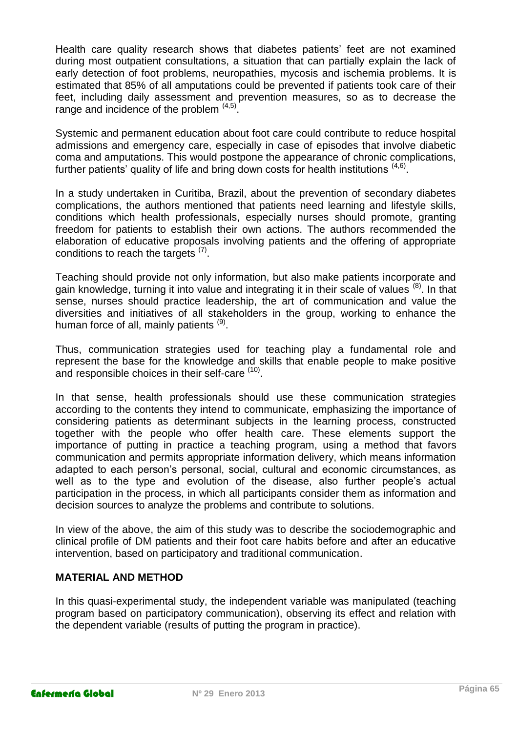Health care quality research shows that diabetes patients' feet are not examined during most outpatient consultations, a situation that can partially explain the lack of early detection of foot problems, neuropathies, mycosis and ischemia problems. It is estimated that 85% of all amputations could be prevented if patients took care of their feet, including daily assessment and prevention measures, so as to decrease the range and incidence of the problem [(4,5)].

Systemic and permanent education about foot care could contribute to reduce hospital admissions and emergency care, especially in case of episodes that involve diabetic coma and amputations. This would postpone the appearance of chronic complications, further patients' quality of life and bring down costs for health institutions [(4,6)].

In a study undertaken in Curitiba, Brazil, about the prevention of secondary diabetes complications, the authors mentioned that patients need learning and lifestyle skills, conditions which health professionals, especially nurses should promote, granting freedom for patients to establish their own actions. The authors recommended the elaboration of educative proposals involving patients and the offering of appropriate conditions to reach the targets [(7)].

Teaching should provide not only information, but also make patients incorporate and gain knowledge, turning it into value and integrating it in their scale of values [(8)]. In that sense, nurses should practice leadership, the art of communication and value the diversities and initiatives of all stakeholders in the group, working to enhance the human force of all, mainly patients [(9)].

Thus, communication strategies used for teaching play a fundamental role and represent the base for the knowledge and skills that enable people to make positive and responsible choices in their self-care [(10)].

In that sense, health professionals should use these communication strategies according to the contents they intend to communicate, emphasizing the importance of considering patients as determinant subjects in the learning process, constructed together with the people who offer health care. These elements support the importance of putting in practice a teaching program, using a method that favors communication and permits appropriate information delivery, which means information adapted to each person's personal, social, cultural and economic circumstances, as well as to the type and evolution of the disease, also further people's actual participation in the process, in which all participants consider them as information and decision sources to analyze the problems and contribute to solutions.

In view of the above, the aim of this study was to describe the sociodemographic and clinical profile of DM patients and their foot care habits before and after an educative intervention, based on participatory and traditional communication.

## MATERIAL AND METHOD

In this quasi-experimental study, the independent variable was manipulated (teaching program based on participatory communication), observing its effect and relation with the dependent variable (results of putting the program in practice).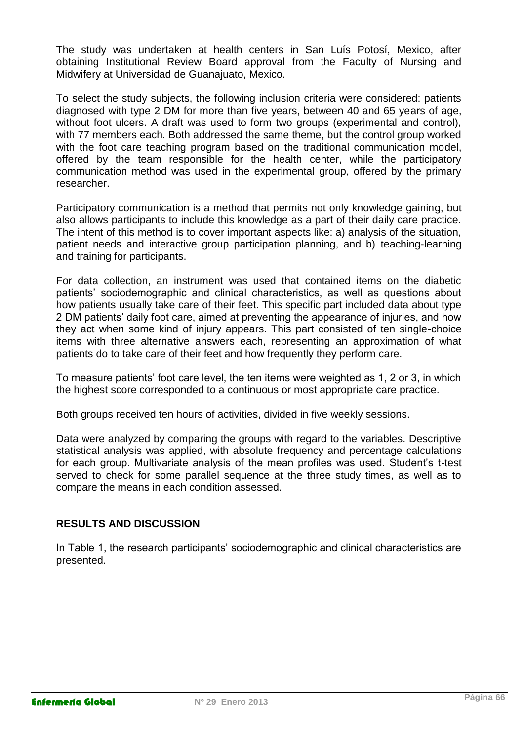The study was undertaken at health centers in San Luís Potosí, Mexico, after obtaining Institutional Review Board approval from the Faculty of Nursing and Midwifery at Universidad de Guanajuato, Mexico.

To select the study subjects, the following inclusion criteria were considered: patients diagnosed with type 2 DM for more than five years, between 40 and 65 years of age, without foot ulcers. A draft was used to form two groups (experimental and control), with 77 members each. Both addressed the same theme, but the control group worked with the foot care teaching program based on the traditional communication model, offered by the team responsible for the health center, while the participatory communication method was used in the experimental group, offered by the primary researcher.

Participatory communication is a method that permits not only knowledge gaining, but also allows participants to include this knowledge as a part of their daily care practice. The intent of this method is to cover important aspects like: a) analysis of the situation, patient needs and interactive group participation planning, and b) teaching-learning and training for participants.

For data collection, an instrument was used that contained items on the diabetic patients' sociodemographic and clinical characteristics, as well as questions about how patients usually take care of their feet. This specific part included data about type 2 DM patients' daily foot care, aimed at preventing the appearance of injuries, and how they act when some kind of injury appears. This part consisted of ten single-choice items with three alternative answers each, representing an approximation of what patients do to take care of their feet and how frequently they perform care.

To measure patients' foot care level, the ten items were weighted as 1, 2 or 3, in which the highest score corresponded to a continuous or most appropriate care practice.

Both groups received ten hours of activities, divided in five weekly sessions.

Data were analyzed by comparing the groups with regard to the variables. Descriptive statistical analysis was applied, with absolute frequency and percentage calculations for each group. Multivariate analysis of the mean profiles was used. Student's t-test served to check for some parallel sequence at the three study times, as well as to compare the means in each condition assessed.

## RESULTS AND DISCUSSION

In Table 1, the research participants' sociodemographic and clinical characteristics are presented.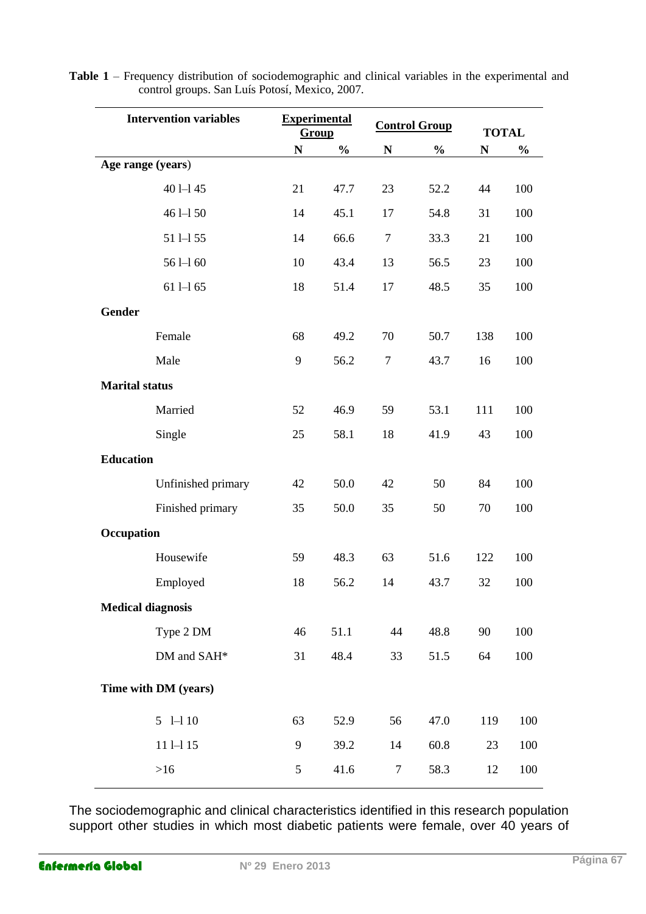**Table 1** – Frequency distribution of sociodemographic and clinical variables in the experimental and control groups. San Luís Potosí, Mexico, 2007.

| Intervention variables | Experimental Group | | Control Group | | TOTAL | |
|---|---|---|---|---|---|---|
| | N | % | N | % | N | % |
| **Age range (years)** | | | | | | |
| 40 l–l 45 | 21 | 47.7 | 23 | 52.2 | 44 | 100 |
| 46 l–l 50 | 14 | 45.1 | 17 | 54.8 | 31 | 100 |
| 51 l–l 55 | 14 | 66.6 | 7 | 33.3 | 21 | 100 |
| 56 l–l 60 | 10 | 43.4 | 13 | 56.5 | 23 | 100 |
| 61 l–l 65 | 18 | 51.4 | 17 | 48.5 | 35 | 100 |
| **Gender** | | | | | | |
| Female | 68 | 49.2 | 70 | 50.7 | 138 | 100 |
| Male | 9 | 56.2 | 7 | 43.7 | 16 | 100 |
| **Marital status** | | | | | | |
| Married | 52 | 46.9 | 59 | 53.1 | 111 | 100 |
| Single | 25 | 58.1 | 18 | 41.9 | 43 | 100 |
| **Education** | | | | | | |
| Unfinished primary | 42 | 50.0 | 42 | 50 | 84 | 100 |
| Finished primary | 35 | 50.0 | 35 | 50 | 70 | 100 |
| **Occupation** | | | | | | |
| Housewife | 59 | 48.3 | 63 | 51.6 | 122 | 100 |
| Employed | 18 | 56.2 | 14 | 43.7 | 32 | 100 |
| **Medical diagnosis** | | | | | | |
| Type 2 DM | 46 | 51.1 | 44 | 48.8 | 90 | 100 |
| DM and SAH* | 31 | 48.4 | 33 | 51.5 | 64 | 100 |
| **Time with DM (years)** | | | | | | |
| 5 l–l 10 | 63 | 52.9 | 56 | 47.0 | 119 | 100 |
| 11 l–l 15 | 9 | 39.2 | 14 | 60.8 | 23 | 100 |
| >16 | 5 | 41.6 | 7 | 58.3 | 12 | 100 |

The sociodemographic and clinical characteristics identified in this research population support other studies in which most diabetic patients were female, over 40 years of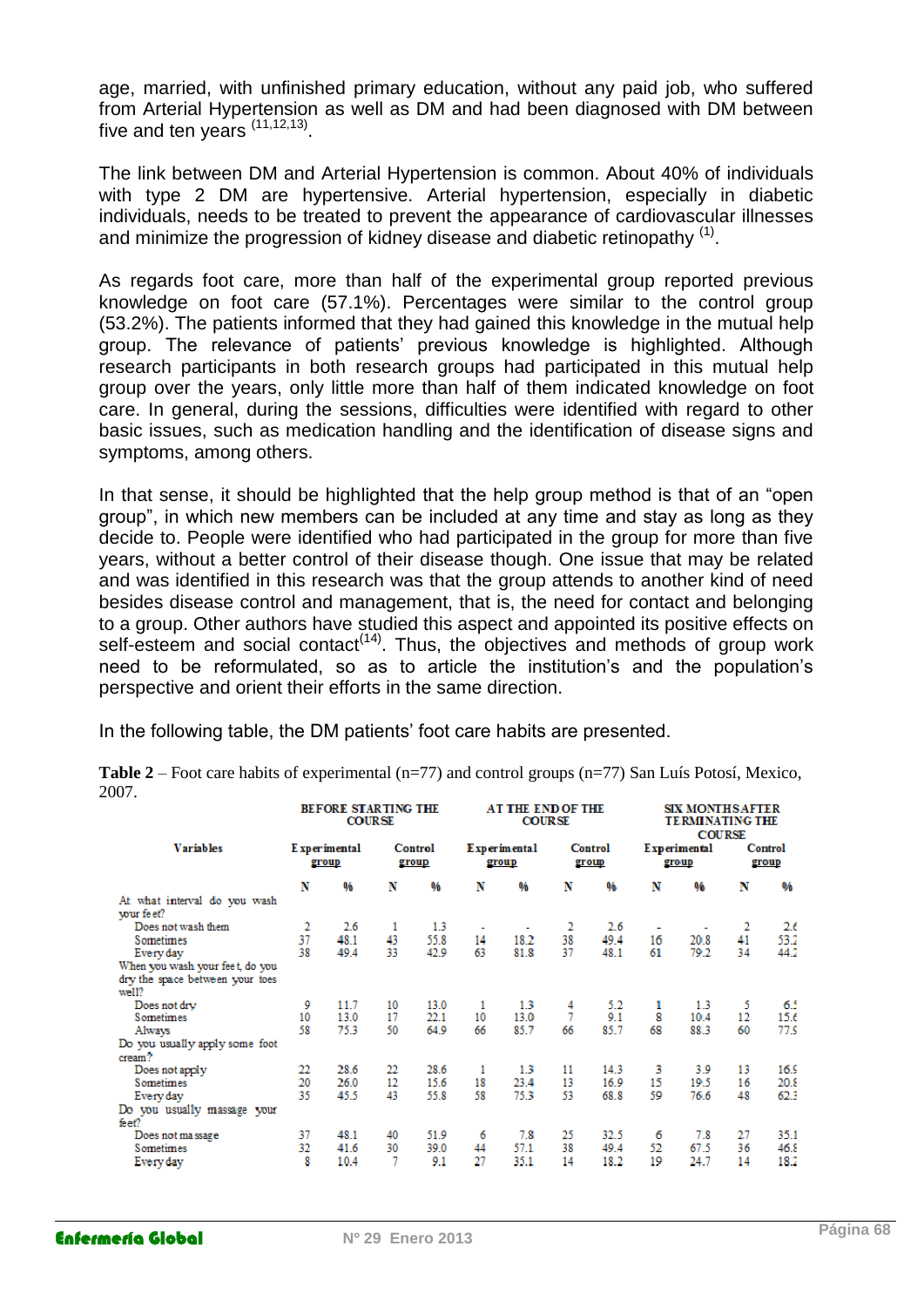age, married, with unfinished primary education, without any paid job, who suffered from Arterial Hypertension as well as DM and had been diagnosed with DM between five and ten years [11,12,13].

The link between DM and Arterial Hypertension is common. About 40% of individuals with type 2 DM are hypertensive. Arterial hypertension, especially in diabetic individuals, needs to be treated to prevent the appearance of cardiovascular illnesses and minimize the progression of kidney disease and diabetic retinopathy [1].

As regards foot care, more than half of the experimental group reported previous knowledge on foot care (57.1%). Percentages were similar to the control group (53.2%). The patients informed that they had gained this knowledge in the mutual help group. The relevance of patients' previous knowledge is highlighted. Although research participants in both research groups had participated in this mutual help group over the years, only little more than half of them indicated knowledge on foot care. In general, during the sessions, difficulties were identified with regard to other basic issues, such as medication handling and the identification of disease signs and symptoms, among others.

In that sense, it should be highlighted that the help group method is that of an "open group", in which new members can be included at any time and stay as long as they decide to. People were identified who had participated in the group for more than five years, without a better control of their disease though. One issue that may be related and was identified in this research was that the group attends to another kind of need besides disease control and management, that is, the need for contact and belonging to a group. Other authors have studied this aspect and appointed its positive effects on self-esteem and social contact[14]. Thus, the objectives and methods of group work need to be reformulated, so as to article the institution's and the population's perspective and orient their efforts in the same direction.

In the following table, the DM patients' foot care habits are presented.

**Table 2** – Foot care habits of experimental (n=77) and control groups (n=77) San Luís Potosí, Mexico, 2007.

| Variables | BEFORE STARTING THE COURSE | | | | AT THE END OF THE COURSE | | | | SIX MONTHS AFTER TERMINATING THE COURSE | | | |
|---|---|---|---|---|---|---|---|---|---|---|---|---|
| | Experimental group | | Control group | | Experimental group | | Control group | | Experimental group | | Control group | |
| | N | % | N | % | N | % | N | % | N | % | N | % |
| At what interval do you wash your feet? | | | | | | | | | | | | |
| Does not wash them | 2 | 2.6 | 1 | 1.3 | - | - | 2 | 2.6 | - | - | 2 | 2.6 |
| Sometimes | 37 | 48.1 | 43 | 55.8 | 14 | 18.2 | 38 | 49.4 | 16 | 20.8 | 41 | 53.2 |
| Every day | 38 | 49.4 | 33 | 42.9 | 63 | 81.8 | 37 | 48.1 | 61 | 79.2 | 34 | 44.2 |
| When you wash your feet, do you dry the space between your toes well? | | | | | | | | | | | | |
| Does not dry | 9 | 11.7 | 10 | 13.0 | 1 | 1.3 | 4 | 5.2 | 1 | 1.3 | 5 | 6.5 |
| Sometimes | 10 | 13.0 | 17 | 22.1 | 10 | 13.0 | 7 | 9.1 | 8 | 10.4 | 12 | 15.6 |
| Always | 58 | 75.3 | 50 | 64.9 | 66 | 85.7 | 66 | 85.7 | 68 | 88.3 | 60 | 77.9 |
| Do you usually apply some foot cream? | | | | | | | | | | | | |
| Does not apply | 22 | 28.6 | 22 | 28.6 | 1 | 1.3 | 11 | 14.3 | 3 | 3.9 | 13 | 16.9 |
| Sometimes | 20 | 26.0 | 12 | 15.6 | 18 | 23.4 | 13 | 16.9 | 15 | 19.5 | 16 | 20.8 |
| Every day | 35 | 45.5 | 43 | 55.8 | 58 | 75.3 | 53 | 68.8 | 59 | 76.6 | 48 | 62.3 |
| Do you usually massage your feet? | | | | | | | | | | | | |
| Does not massage | 37 | 48.1 | 40 | 51.9 | 6 | 7.8 | 25 | 32.5 | 6 | 7.8 | 27 | 35.1 |
| Sometimes | 32 | 41.6 | 30 | 39.0 | 44 | 57.1 | 38 | 49.4 | 52 | 67.5 | 36 | 46.8 |
| Every day | 8 | 10.4 | 7 | 9.1 | 27 | 35.1 | 14 | 18.2 | 19 | 24.7 | 14 | 18.2 |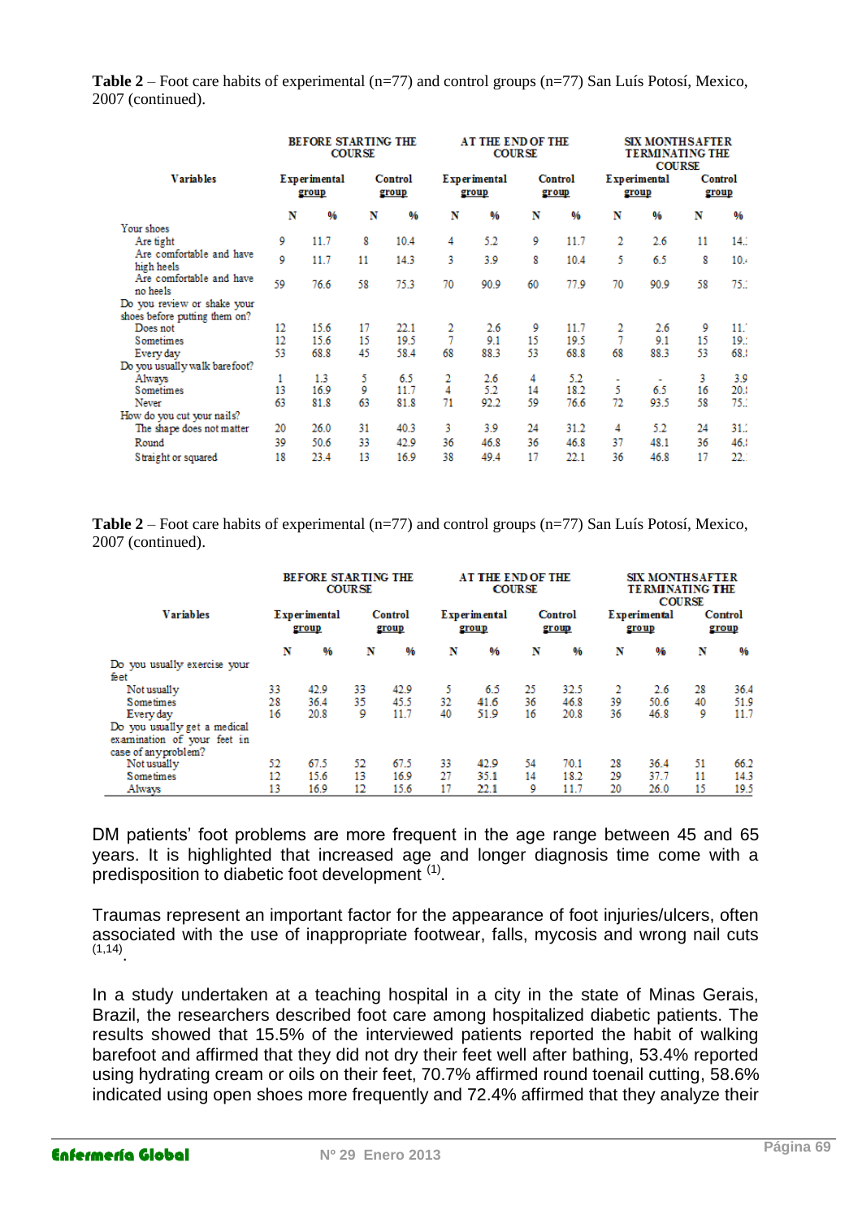**Table 2** – Foot care habits of experimental (n=77) and control groups (n=77) San Luís Potosí, Mexico, 2007 (continued).

| Variables | BEFORE STARTING THE COURSE | | | | AT THE END OF THE COURSE | | | | SIX MONTHS AFTER TERMINATING THE COURSE | | | |
|---|---|---|---|---|---|---|---|---|---|---|---|---|
| | Experimental group | | Control group | | Experimental group | | Control group | | Experimental group | | Control group | |
| | N | % | N | % | N | % | N | % | N | % | N | % |
| Your shoes | | | | | | | | | | | | |
| Are tight | 9 | 11.7 | 8 | 10.4 | 4 | 5.2 | 9 | 11.7 | 2 | 2.6 | 11 | 14.: |
| Are comfortable and have high heels | 9 | 11.7 | 11 | 14.3 | 3 | 3.9 | 8 | 10.4 | 5 | 6.5 | 8 | 10.· |
| Are comfortable and have no heels | 59 | 76.6 | 58 | 75.3 | 70 | 90.9 | 60 | 77.9 | 70 | 90.9 | 58 | 75.: |
| Do you review or shake your shoes before putting them on? | | | | | | | | | | | | |
| Does not | 12 | 15.6 | 17 | 22.1 | 2 | 2.6 | 9 | 11.7 | 2 | 2.6 | 9 | 11.' |
| Sometimes | 12 | 15.6 | 15 | 19.5 | 7 | 9.1 | 15 | 19.5 | 7 | 9.1 | 15 | 19.: |
| Every day | 53 | 68.8 | 45 | 58.4 | 68 | 88.3 | 53 | 68.8 | 68 | 88.3 | 53 | 68.! |
| Do you usually walk barefoot? | | | | | | | | | | | | |
| Always | 1 | 1.3 | 5 | 6.5 | 2 | 2.6 | 4 | 5.2 | - | - | 3 | 3.9 |
| Sometimes | 13 | 16.9 | 9 | 11.7 | 4 | 5.2 | 14 | 18.2 | 5 | 6.5 | 16 | 20.! |
| Never | 63 | 81.8 | 63 | 81.8 | 71 | 92.2 | 59 | 76.6 | 72 | 93.5 | 58 | 75.: |
| How do you cut your nails? | | | | | | | | | | | | |
| The shape does not matter | 20 | 26.0 | 31 | 40.3 | 3 | 3.9 | 24 | 31.2 | 4 | 5.2 | 24 | 31.: |
| Round | 39 | 50.6 | 33 | 42.9 | 36 | 46.8 | 36 | 46.8 | 37 | 48.1 | 36 | 46.! |
| Straight or squared | 18 | 23.4 | 13 | 16.9 | 38 | 49.4 | 17 | 22.1 | 36 | 46.8 | 17 | 22. |

**Table 2** – Foot care habits of experimental (n=77) and control groups (n=77) San Luís Potosí, Mexico, 2007 (continued).

| Variables | BEFORE STARTING THE COURSE | | | | AT THE END OF THE COURSE | | | | SIX MONTHS AFTER TERMINATING THE COURSE | | | |
|---|---|---|---|---|---|---|---|---|---|---|---|---|
| | Experimental group | | Control group | | Experimental group | | Control group | | Experimental group | | Control group | |
| | N | % | N | % | N | % | N | % | N | % | N | % |
| Do you usually exercise your feet | | | | | | | | | | | | |
| Not usually | 33 | 42.9 | 33 | 42.9 | 5 | 6.5 | 25 | 32.5 | 2 | 2.6 | 28 | 36.4 |
| Sometimes | 28 | 36.4 | 35 | 45.5 | 32 | 41.6 | 36 | 46.8 | 39 | 50.6 | 40 | 51.9 |
| Every day | 16 | 20.8 | 9 | 11.7 | 40 | 51.9 | 16 | 20.8 | 36 | 46.8 | 9 | 11.7 |
| Do you usually get a medical examination of your feet in case of any problem? | | | | | | | | | | | | |
| Not usually | 52 | 67.5 | 52 | 67.5 | 33 | 42.9 | 54 | 70.1 | 28 | 36.4 | 51 | 66.2 |
| Sometimes | 12 | 15.6 | 13 | 16.9 | 27 | 35.1 | 14 | 18.2 | 29 | 37.7 | 11 | 14.3 |
| Always | 13 | 16.9 | 12 | 15.6 | 17 | 22.1 | 9 | 11.7 | 20 | 26.0 | 15 | 19.5 |

DM patients' foot problems are more frequent in the age range between 45 and 65 years. It is highlighted that increased age and longer diagnosis time come with a predisposition to diabetic foot development [1].

Traumas represent an important factor for the appearance of foot injuries/ulcers, often associated with the use of inappropriate footwear, falls, mycosis and wrong nail cuts [1,14].

In a study undertaken at a teaching hospital in a city in the state of Minas Gerais, Brazil, the researchers described foot care among hospitalized diabetic patients. The results showed that 15.5% of the interviewed patients reported the habit of walking barefoot and affirmed that they did not dry their feet well after bathing, 53.4% reported using hydrating cream or oils on their feet, 70.7% affirmed round toenail cutting, 58.6% indicated using open shoes more frequently and 72.4% affirmed that they analyze their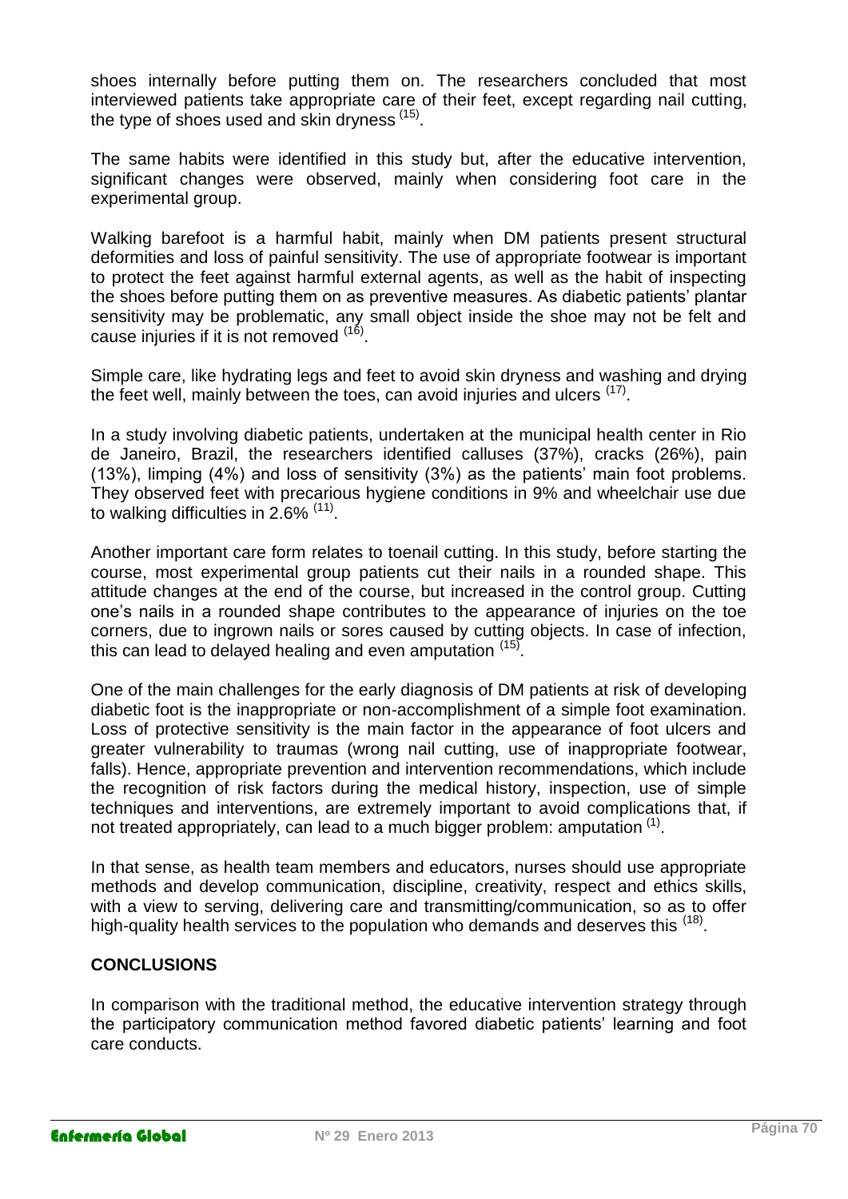shoes internally before putting them on. The researchers concluded that most interviewed patients take appropriate care of their feet, except regarding nail cutting, the type of shoes used and skin dryness [15].

The same habits were identified in this study but, after the educative intervention, significant changes were observed, mainly when considering foot care in the experimental group.

Walking barefoot is a harmful habit, mainly when DM patients present structural deformities and loss of painful sensitivity. The use of appropriate footwear is important to protect the feet against harmful external agents, as well as the habit of inspecting the shoes before putting them on as preventive measures. As diabetic patients' plantar sensitivity may be problematic, any small object inside the shoe may not be felt and cause injuries if it is not removed [16].

Simple care, like hydrating legs and feet to avoid skin dryness and washing and drying the feet well, mainly between the toes, can avoid injuries and ulcers [17].

In a study involving diabetic patients, undertaken at the municipal health center in Rio de Janeiro, Brazil, the researchers identified calluses (37%), cracks (26%), pain (13%), limping (4%) and loss of sensitivity (3%) as the patients' main foot problems. They observed feet with precarious hygiene conditions in 9% and wheelchair use due to walking difficulties in 2.6% [11].

Another important care form relates to toenail cutting. In this study, before starting the course, most experimental group patients cut their nails in a rounded shape. This attitude changes at the end of the course, but increased in the control group. Cutting one's nails in a rounded shape contributes to the appearance of injuries on the toe corners, due to ingrown nails or sores caused by cutting objects. In case of infection, this can lead to delayed healing and even amputation [15].

One of the main challenges for the early diagnosis of DM patients at risk of developing diabetic foot is the inappropriate or non-accomplishment of a simple foot examination. Loss of protective sensitivity is the main factor in the appearance of foot ulcers and greater vulnerability to traumas (wrong nail cutting, use of inappropriate footwear, falls). Hence, appropriate prevention and intervention recommendations, which include the recognition of risk factors during the medical history, inspection, use of simple techniques and interventions, are extremely important to avoid complications that, if not treated appropriately, can lead to a much bigger problem: amputation [1].

In that sense, as health team members and educators, nurses should use appropriate methods and develop communication, discipline, creativity, respect and ethics skills, with a view to serving, delivering care and transmitting/communication, so as to offer high-quality health services to the population who demands and deserves this [18].

## CONCLUSIONS

In comparison with the traditional method, the educative intervention strategy through the participatory communication method favored diabetic patients' learning and foot care conducts.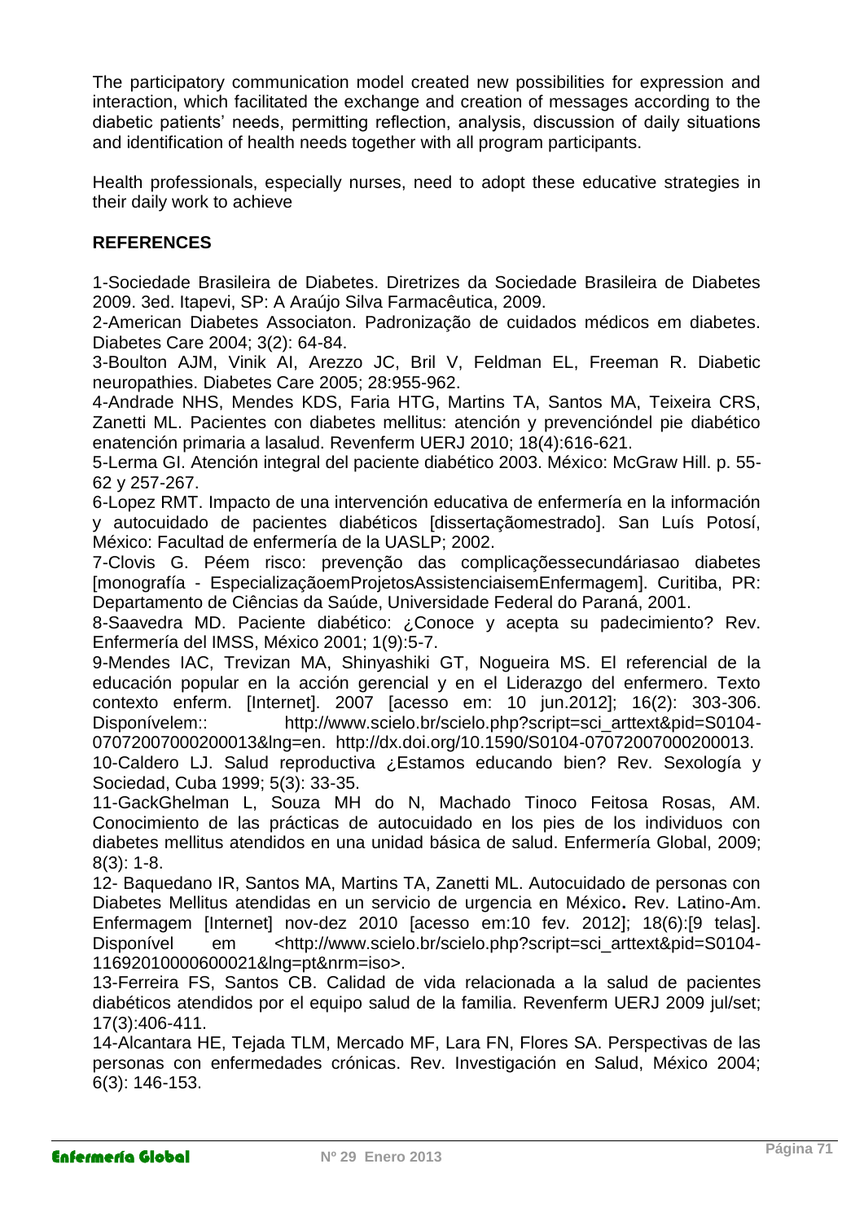The participatory communication model created new possibilities for expression and interaction, which facilitated the exchange and creation of messages according to the diabetic patients' needs, permitting reflection, analysis, discussion of daily situations and identification of health needs together with all program participants.

Health professionals, especially nurses, need to adopt these educative strategies in their daily work to achieve

## REFERENCES

1-Sociedade Brasileira de Diabetes. Diretrizes da Sociedade Brasileira de Diabetes 2009. 3ed. Itapevi, SP: A Araújo Silva Farmacêutica, 2009.

2-American Diabetes Associaton. Padronização de cuidados médicos em diabetes. Diabetes Care 2004; 3(2): 64-84.

3-Boulton AJM, Vinik AI, Arezzo JC, Bril V, Feldman EL, Freeman R. Diabetic neuropathies. Diabetes Care 2005; 28:955-962.

4-Andrade NHS, Mendes KDS, Faria HTG, Martins TA, Santos MA, Teixeira CRS, Zanetti ML. Pacientes con diabetes mellitus: atención y prevencióndel pie diabético enatención primaria a lasalud. Revenferm UERJ 2010; 18(4):616-621.

5-Lerma GI. Atención integral del paciente diabético 2003. México: McGraw Hill. p. 55-62 y 257-267.

6-Lopez RMT. Impacto de una intervención educativa de enfermería en la información y autocuidado de pacientes diabéticos [dissertaçãomestrado]. San Luís Potosí, México: Facultad de enfermería de la UASLP; 2002.

7-Clovis G. Péem risco: prevenção das complicaçõessecundáriasao diabetes [monografía - EspecializaçãoemProjetosAssistenciaisemEnfermagem]. Curitiba, PR: Departamento de Ciências da Saúde, Universidade Federal do Paraná, 2001.

8-Saavedra MD. Paciente diabético: ¿Conoce y acepta su padecimiento? Rev. Enfermería del IMSS, México 2001; 1(9):5-7.

9-Mendes IAC, Trevizan MA, Shinyashiki GT, Nogueira MS. El referencial de la educación popular en la acción gerencial y en el Liderazgo del enfermero. Texto contexto enferm. [Internet]. 2007 [acesso em: 10 jun.2012]; 16(2): 303-306. Disponívelem:: http://www.scielo.br/scielo.php?script=sci_arttext&pid=S0104-07072007000200013&lng=en. http://dx.doi.org/10.1590/S0104-07072007000200013.

10-Caldero LJ. Salud reproductiva ¿Estamos educando bien? Rev. Sexología y Sociedad, Cuba 1999; 5(3): 33-35.

11-GackGhelman L, Souza MH do N, Machado Tinoco Feitosa Rosas, AM. Conocimiento de las prácticas de autocuidado en los pies de los individuos con diabetes mellitus atendidos en una unidad básica de salud. Enfermería Global, 2009; 8(3): 1-8.

12- Baquedano IR, Santos MA, Martins TA, Zanetti ML. Autocuidado de personas con Diabetes Mellitus atendidas en un servicio de urgencia en México**.** Rev. Latino-Am. Enfermagem [Internet] nov-dez 2010 [acesso em:10 fev. 2012]; 18(6):[9 telas]. Disponível em <http://www.scielo.br/scielo.php?script=sci_arttext&pid=S0104-11692010000600021&lng=pt&nrm=iso>.

13-Ferreira FS, Santos CB. Calidad de vida relacionada a la salud de pacientes diabéticos atendidos por el equipo salud de la familia. Revenferm UERJ 2009 jul/set; 17(3):406-411.

14-Alcantara HE, Tejada TLM, Mercado MF, Lara FN, Flores SA. Perspectivas de las personas con enfermedades crónicas. Rev. Investigación en Salud, México 2004; 6(3): 146-153.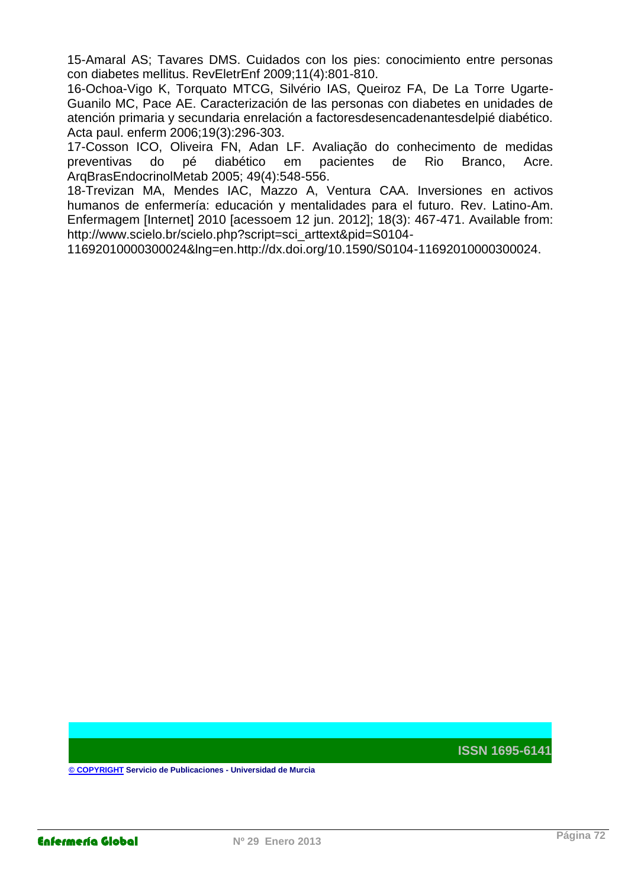15-Amaral AS; Tavares DMS. Cuidados con los pies: conocimiento entre personas con diabetes mellitus. RevEletrEnf 2009;11(4):801-810.

16-Ochoa-Vigo K, Torquato MTCG, Silvério IAS, Queiroz FA, De La Torre Ugarte-Guanilo MC, Pace AE. Caracterización de las personas con diabetes en unidades de atención primaria y secundaria enrelación a factoresdesencadenantesdelpié diabético. Acta paul. enferm 2006;19(3):296-303.

17-Cosson ICO, Oliveira FN, Adan LF. Avaliação do conhecimento de medidas preventivas do pé diabético em pacientes de Rio Branco, Acre. ArqBrasEndocrinolMetab 2005; 49(4):548-556.

18-Trevizan MA, Mendes IAC, Mazzo A, Ventura CAA. Inversiones en activos humanos de enfermería: educación y mentalidades para el futuro. Rev. Latino-Am. Enfermagem [Internet] 2010 [acessoem 12 jun. 2012]; 18(3): 467-471. Available from: http://www.scielo.br/scielo.php?script=sci_arttext&pid=S0104-11692010000300024&lng=en.http://dx.doi.org/10.1590/S0104-11692010000300024.

ISSN 1695-6141

© COPYRIGHT Servicio de Publicaciones - Universidad de Murcia